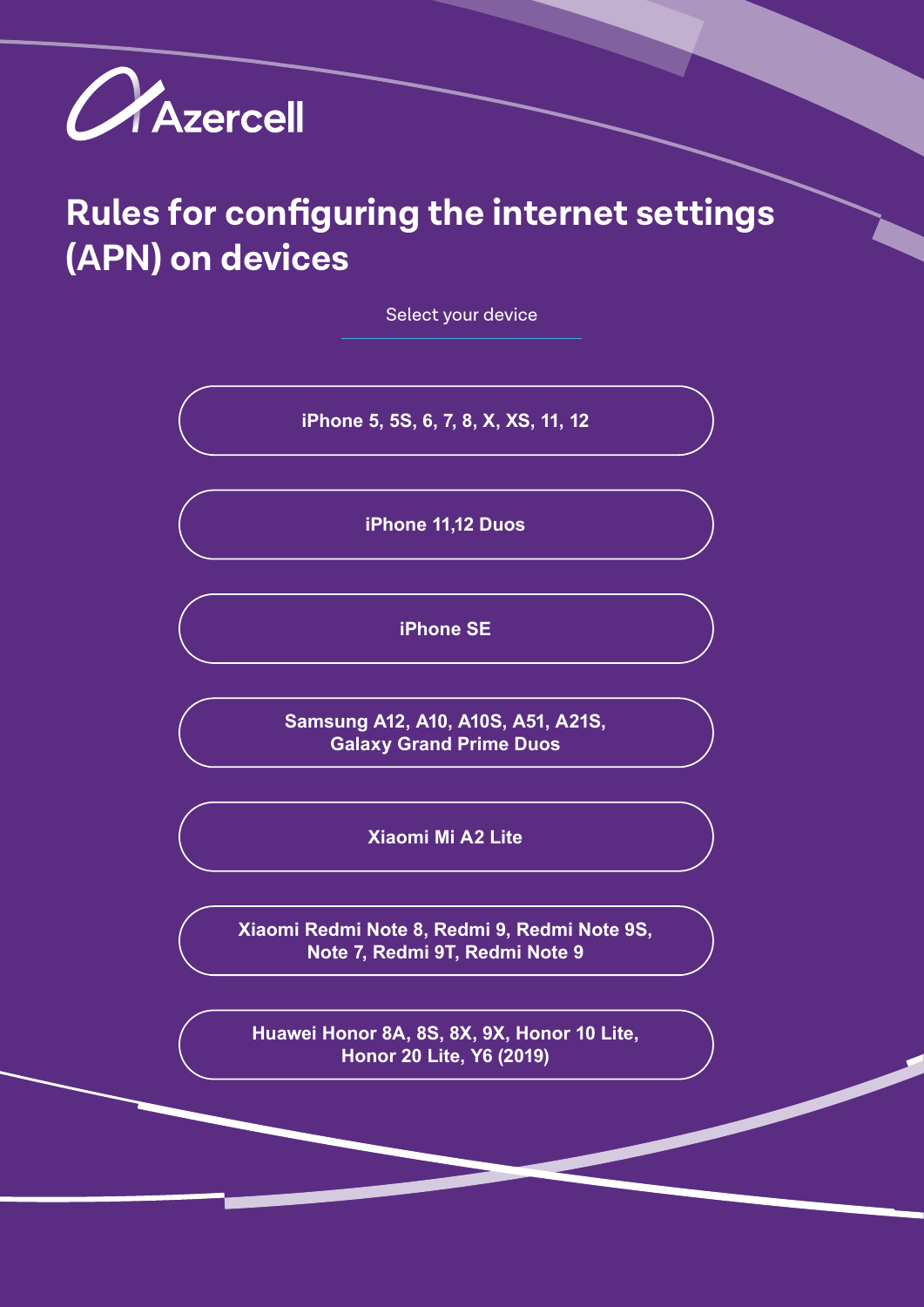Azercell

# Rules for configuring the internet settings (APN) on devices

Select your device

- iPhone 5, 5S, 6, 7, 8, X, XS, 11, 12
- iPhone 11,12 Duos
- iPhone SE
- Samsung A12, A10, A10S, A51, A21S, Galaxy Grand Prime Duos
- Xiaomi Mi A2 Lite
- Xiaomi Redmi Note 8, Redmi 9, Redmi Note 9S, Note 7, Redmi 9T, Redmi Note 9
- Huawei Honor 8A, 8S, 8X, 9X, Honor 10 Lite, Honor 20 Lite, Y6 (2019)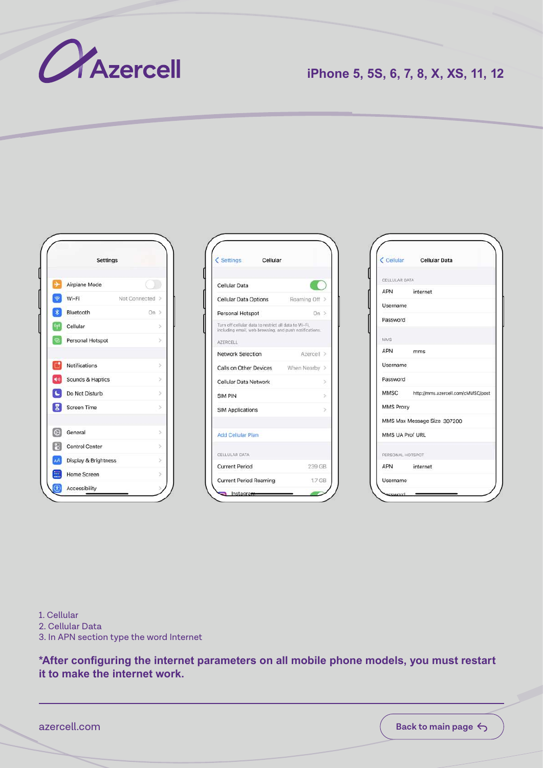# iPhone 5, 5S, 6, 7, 8, X, XS, 11, 12

1. Cellular
2. Cellular Data
3. In APN section type the word Internet

**\*After configuring the internet parameters on all mobile phone models, you must restart it to make the internet work.**

azercell.com

Back to main page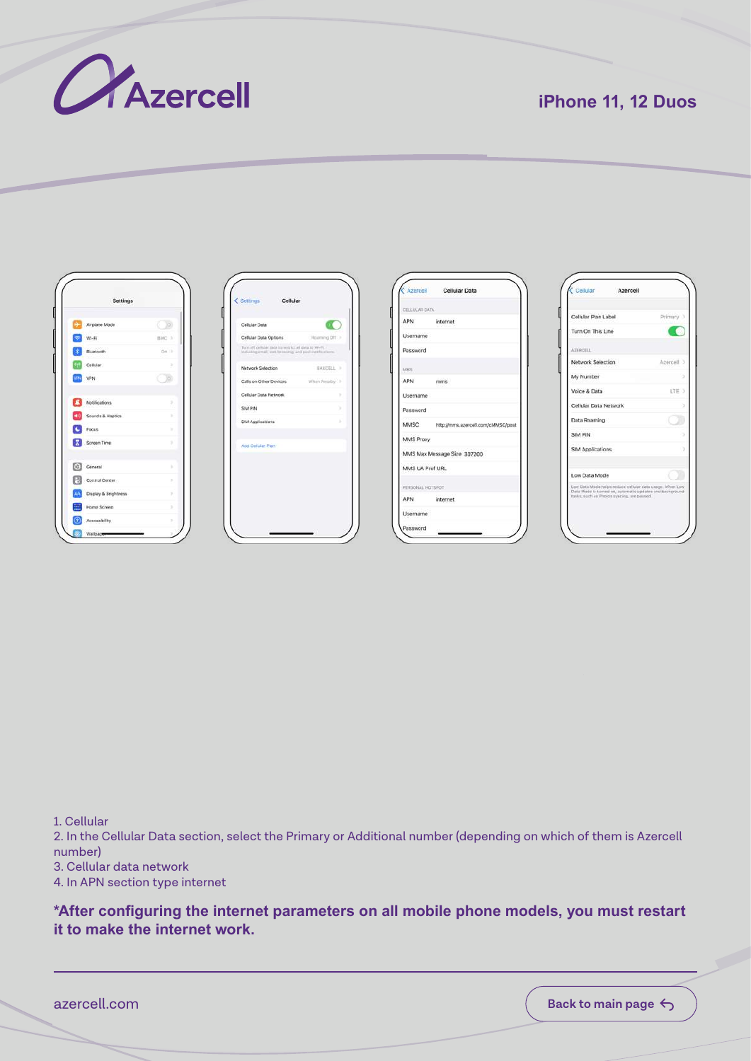# iPhone 11, 12 Duos

1. Cellular
2. In the Cellular Data section, select the Primary or Additional number (depending on which of them is Azercell number)
3. Cellular data network
4. In APN section type internet

**\*After configuring the internet parameters on all mobile phone models, you must restart it to make the internet work.**

azercell.com

Back to main page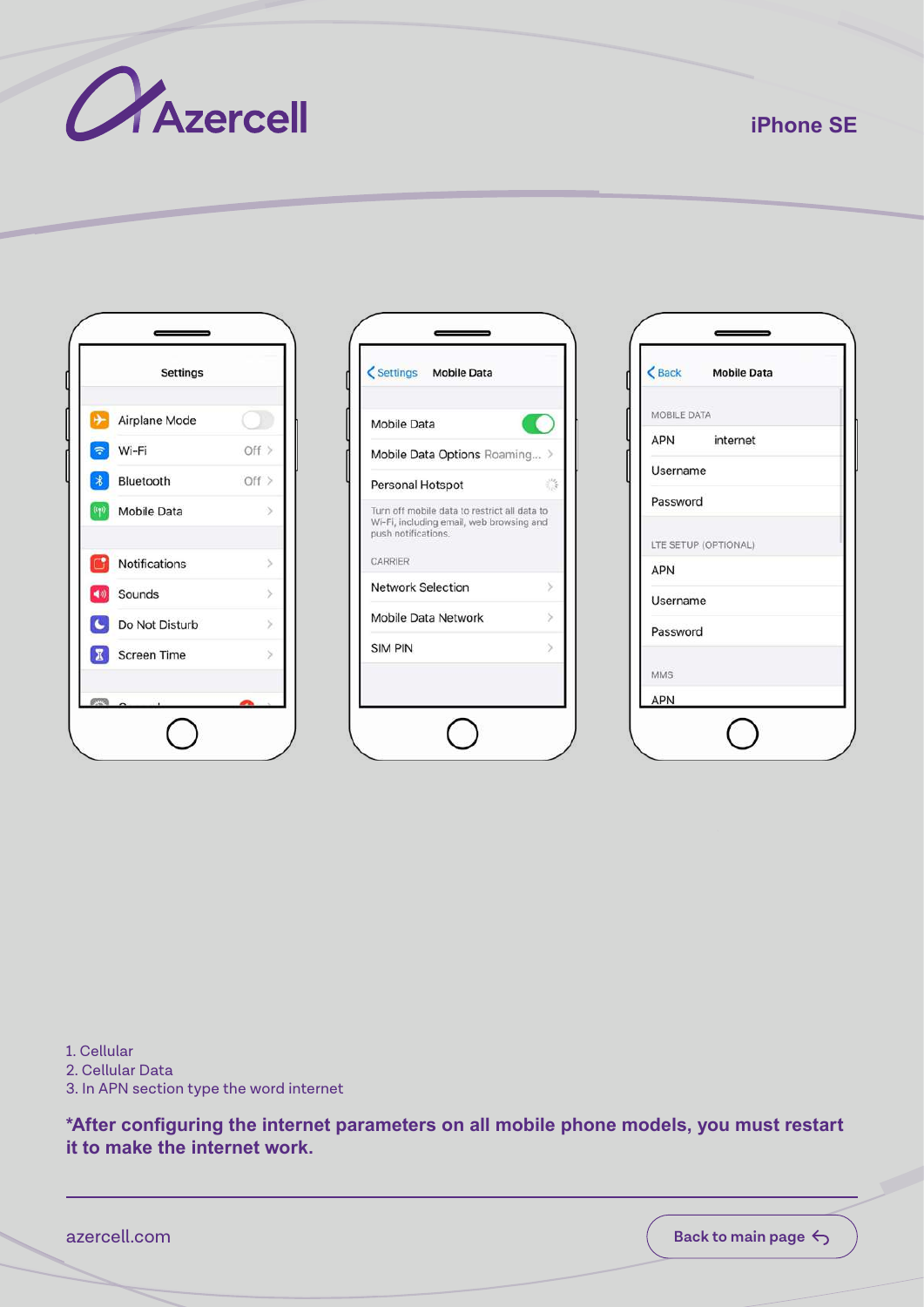# iPhone SE

1. Cellular
2. Cellular Data
3. In APN section type the word internet

**\*After configuring the internet parameters on all mobile phone models, you must restart it to make the internet work.**

azercell.com

Back to main page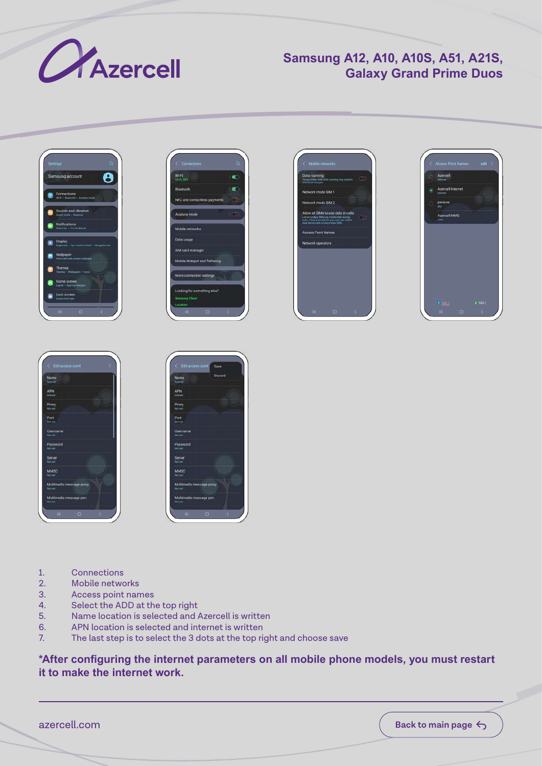# Samsung A12, A10, A10S, A51, A21S, Galaxy Grand Prime Duos

1. Connections
2. Mobile networks
3. Access point names
4. Select the ADD at the top right
5. Name location is selected and Azercell is written
6. APN location is selected and internet is written
7. The last step is to select the 3 dots at the top right and choose save

**\*After configuring the internet parameters on all mobile phone models, you must restart it to make the internet work.**

azercell.com

Back to main page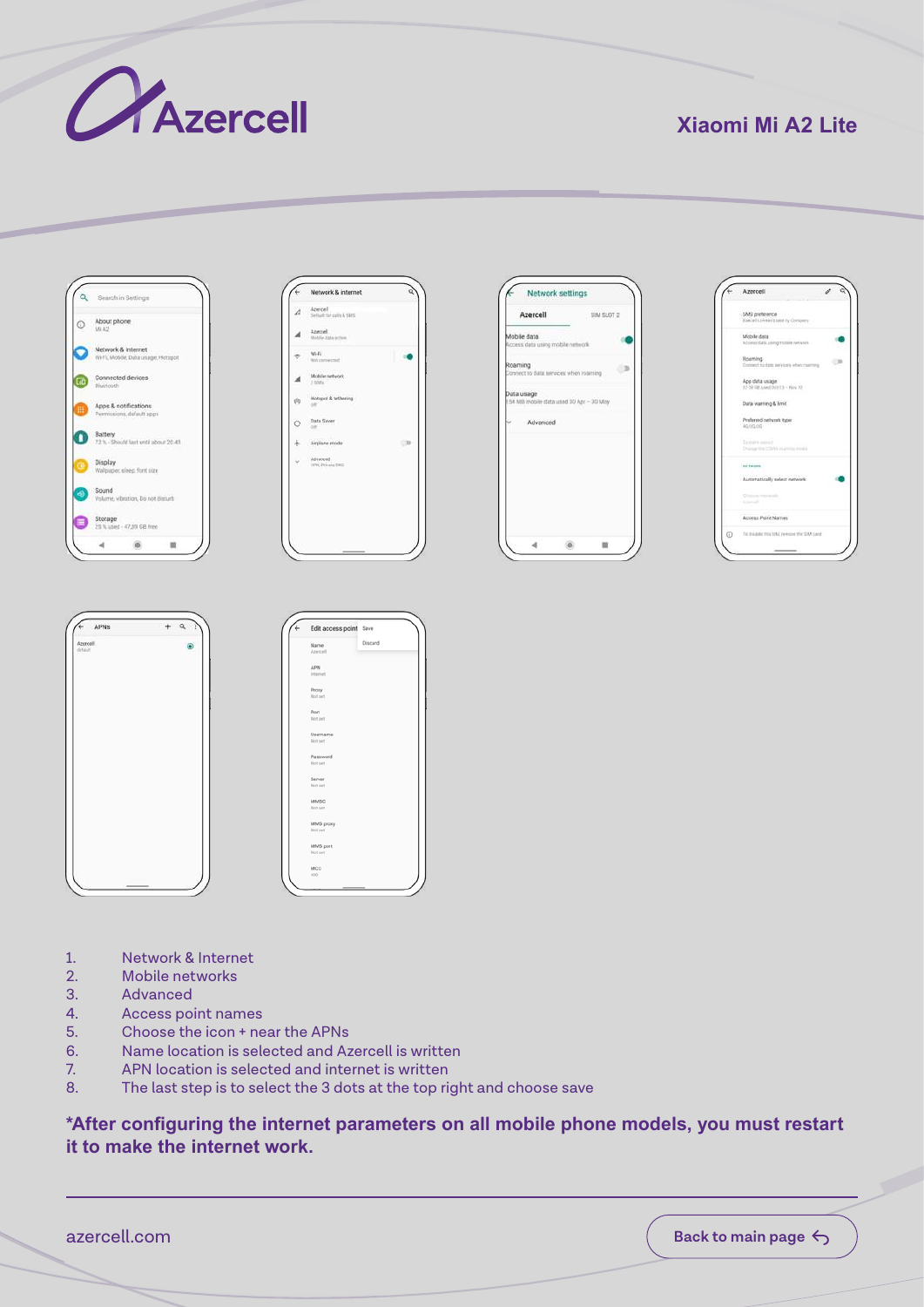# Xiaomi Mi A2 Lite

1. Network & Internet
2. Mobile networks
3. Advanced
4. Access point names
5. Choose the icon + near the APNs
6. Name location is selected and Azercell is written
7. APN location is selected and internet is written
8. The last step is to select the 3 dots at the top right and choose save

**\*After configuring the internet parameters on all mobile phone models, you must restart it to make the internet work.**

azercell.com

Back to main page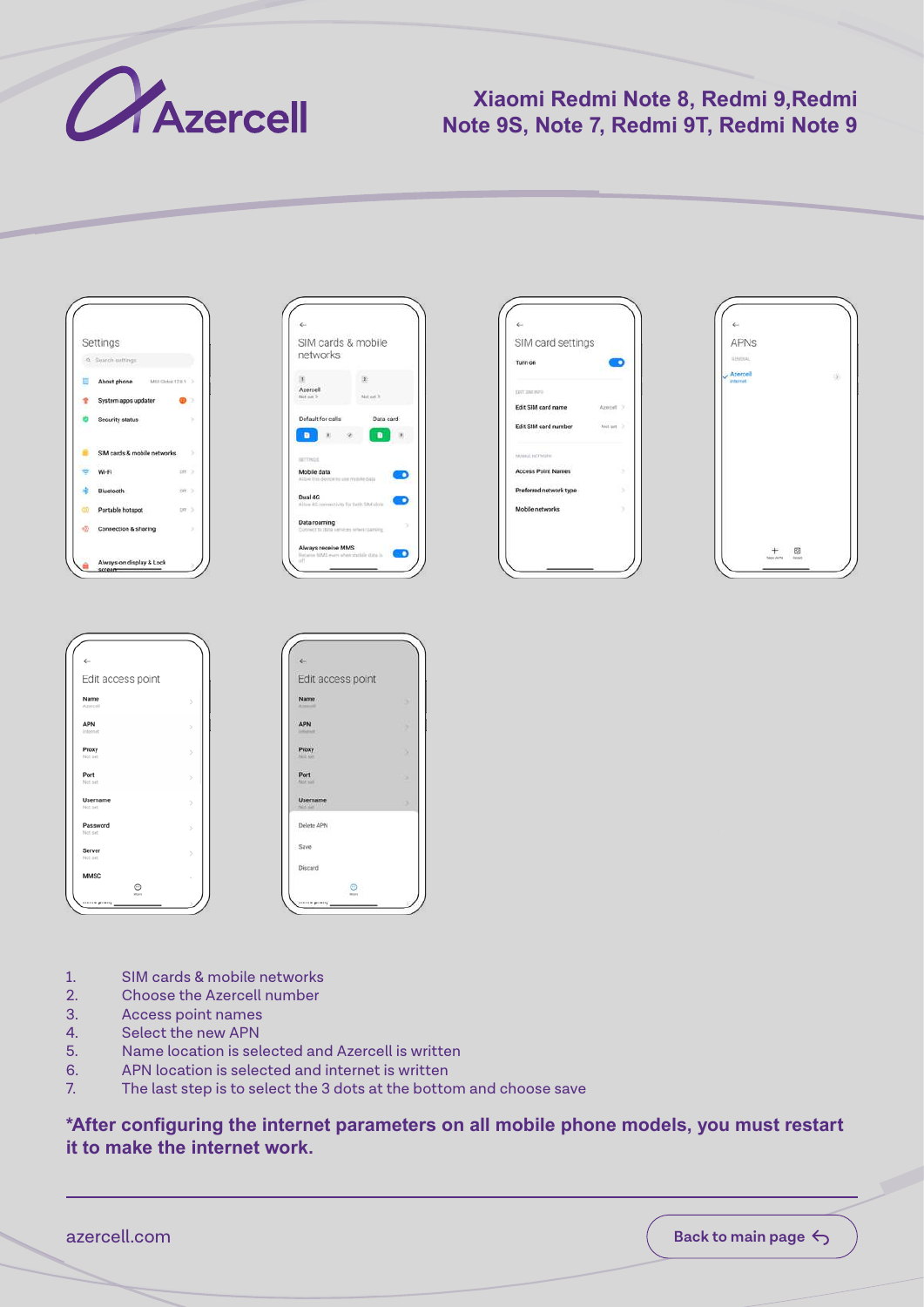# Xiaomi Redmi Note 8, Redmi 9,Redmi Note 9S, Note 7, Redmi 9T, Redmi Note 9

1. SIM cards & mobile networks
2. Choose the Azercell number
3. Access point names
4. Select the new APN
5. Name location is selected and Azercell is written
6. APN location is selected and internet is written
7. The last step is to select the 3 dots at the bottom and choose save

**\*After configuring the internet parameters on all mobile phone models, you must restart it to make the internet work.**

azercell.com

Back to main page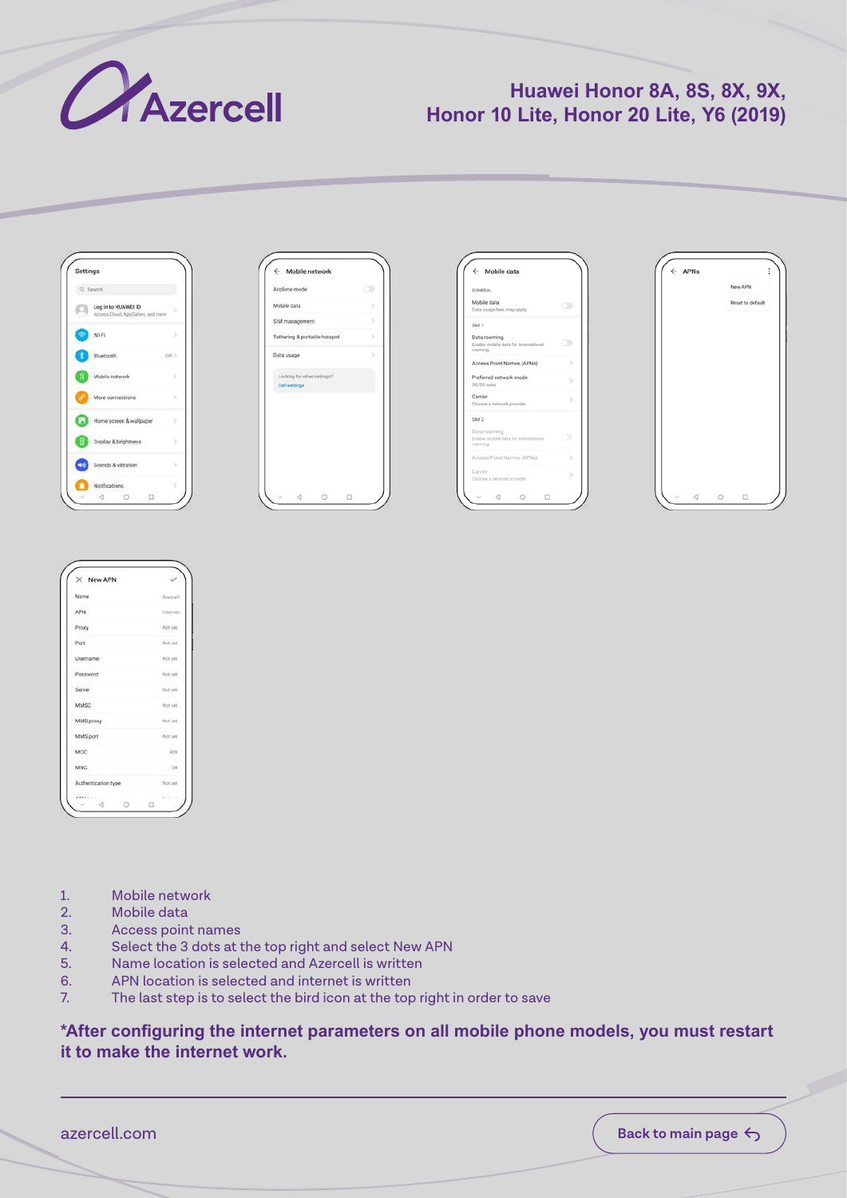# Huawei Honor 8A, 8S, 8X, 9X, Honor 10 Lite, Honor 20 Lite, Y6 (2019)

1. Mobile network
2. Mobile data
3. Access point names
4. Select the 3 dots at the top right and select New APN
5. Name location is selected and Azercell is written
6. APN location is selected and internet is written
7. The last step is to select the bird icon at the top right in order to save

**\*After configuring the internet parameters on all mobile phone models, you must restart it to make the internet work.**

azercell.com

Back to main page